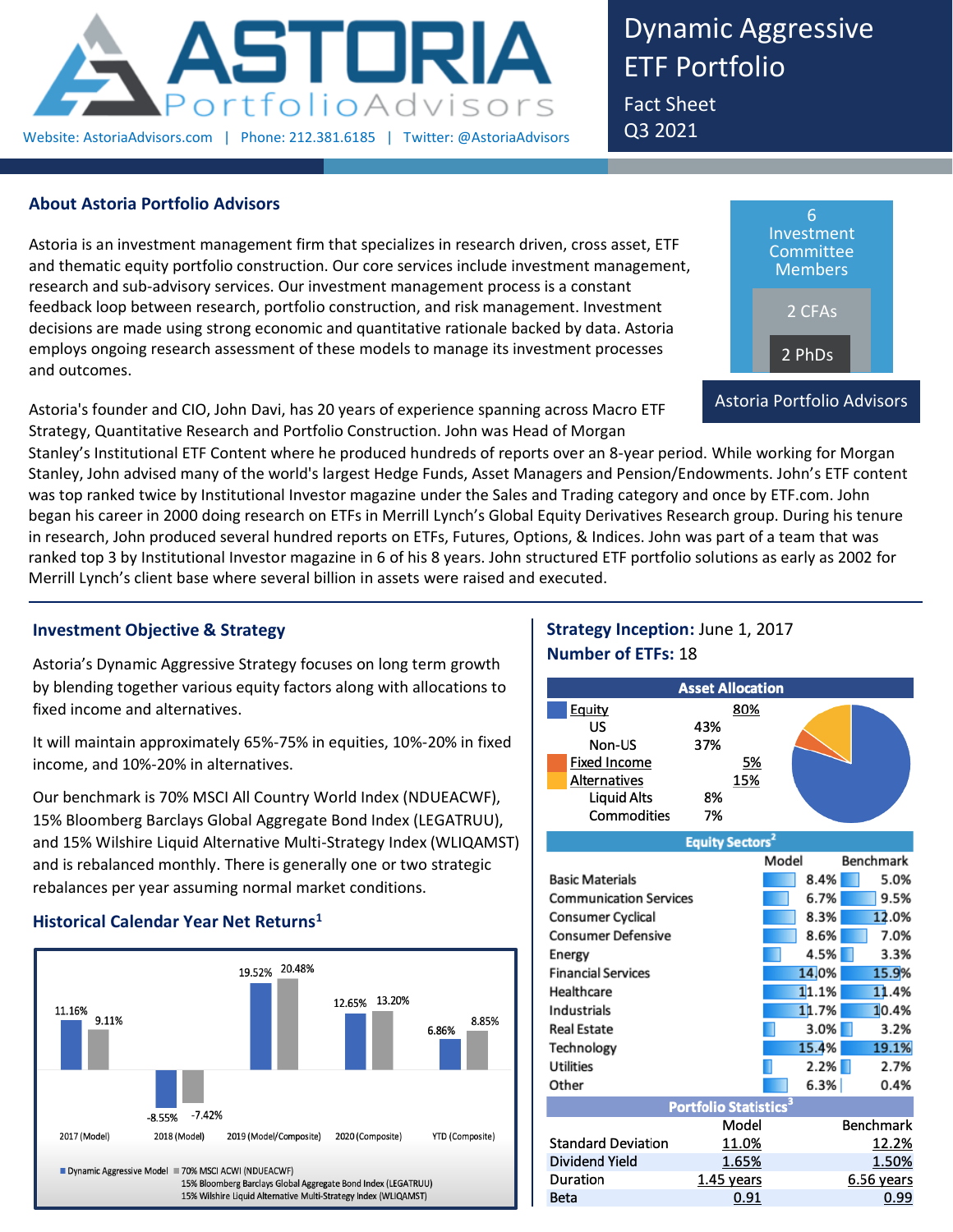# Dynamic Aggressive ETF Portfolio

Fact Sheet
Q3 2021

**ASTORIA** PortfolioAdvisors

Website: AstoriaAdvisors.com | Phone: 212.381.6185 | Twitter: @AstoriaAdvisors

## About Astoria Portfolio Advisors

Astoria is an investment management firm that specializes in research driven, cross asset, ETF and thematic equity portfolio construction. Our core services include investment management, research and sub-advisory services. Our investment management process is a constant feedback loop between research, portfolio construction, and risk management. Investment decisions are made using strong economic and quantitative rationale backed by data. Astoria employs ongoing research assessment of these models to manage its investment processes and outcomes.

6 Investment Committee Members
2 CFAs
2 PhDs
Astoria Portfolio Advisors

Astoria's founder and CIO, John Davi, has 20 years of experience spanning across Macro ETF Strategy, Quantitative Research and Portfolio Construction. John was Head of Morgan Stanley's Institutional ETF Content where he produced hundreds of reports over an 8-year period. While working for Morgan Stanley, John advised many of the world's largest Hedge Funds, Asset Managers and Pension/Endowments. John's ETF content was top ranked twice by Institutional Investor magazine under the Sales and Trading category and once by ETF.com. John began his career in 2000 doing research on ETFs in Merrill Lynch's Global Equity Derivatives Research group. During his tenure in research, John produced several hundred reports on ETFs, Futures, Options, & Indices. John was part of a team that was ranked top 3 by Institutional Investor magazine in 6 of his 8 years. John structured ETF portfolio solutions as early as 2002 for Merrill Lynch's client base where several billion in assets were raised and executed.

## Investment Objective & Strategy

Astoria's Dynamic Aggressive Strategy focuses on long term growth by blending together various equity factors along with allocations to fixed income and alternatives.

It will maintain approximately 65%-75% in equities, 10%-20% in fixed income, and 10%-20% in alternatives.

Our benchmark is 70% MSCI All Country World Index (NDUEACWF), 15% Bloomberg Barclays Global Aggregate Bond Index (LEGATRUU), and 15% Wilshire Liquid Alternative Multi-Strategy Index (WLIQAMST) and is rebalanced monthly. There is generally one or two strategic rebalances per year assuming normal market conditions.

## Historical Calendar Year Net Returns[1]

| | Dynamic Aggressive Model | 70% MSCI ACWI (NDUEACWF) / 15% Bloomberg Barclays Global Aggregate Bond Index (LEGATRUU) / 15% Wilshire Liquid Alternative Multi-Strategy Index (WLIQAMST) |
|---|---|---|
| 2017 (Model) | 11.16% | 9.11% |
| 2018 (Model) | -8.55% | -7.42% |
| 2019 (Model/Composite) | 19.52% | 20.48% |
| 2020 (Composite) | 12.65% | 13.20% |
| YTD (Composite) | 6.86% | 8.85% |

**Strategy Inception:** June 1, 2017
**Number of ETFs:** 18

### Asset Allocation

| Asset Class | | Weight |
|---|---|---|
| Equity | | 80% |
| US | 43% | |
| Non-US | 37% | |
| Fixed Income | | 5% |
| Alternatives | | 15% |
| Liquid Alts | 8% | |
| Commodities | 7% | |

### Equity Sectors[2]

| Sector | Model | Benchmark |
|---|---|---|
| Basic Materials | 8.4% | 5.0% |
| Communication Services | 6.7% | 9.5% |
| Consumer Cyclical | 8.3% | 12.0% |
| Consumer Defensive | 8.6% | 7.0% |
| Energy | 4.5% | 3.3% |
| Financial Services | 14.0% | 15.9% |
| Healthcare | 11.1% | 11.4% |
| Industrials | 11.7% | 10.4% |
| Real Estate | 3.0% | 3.2% |
| Technology | 15.4% | 19.1% |
| Utilities | 2.2% | 2.7% |
| Other | 6.3% | 0.4% |

### Portfolio Statistics[3]

| | Model | Benchmark |
|---|---|---|
| Standard Deviation | 11.0% | 12.2% |
| Dividend Yield | 1.65% | 1.50% |
| Duration | 1.45 years | 6.56 years |
| Beta | 0.91 | 0.99 |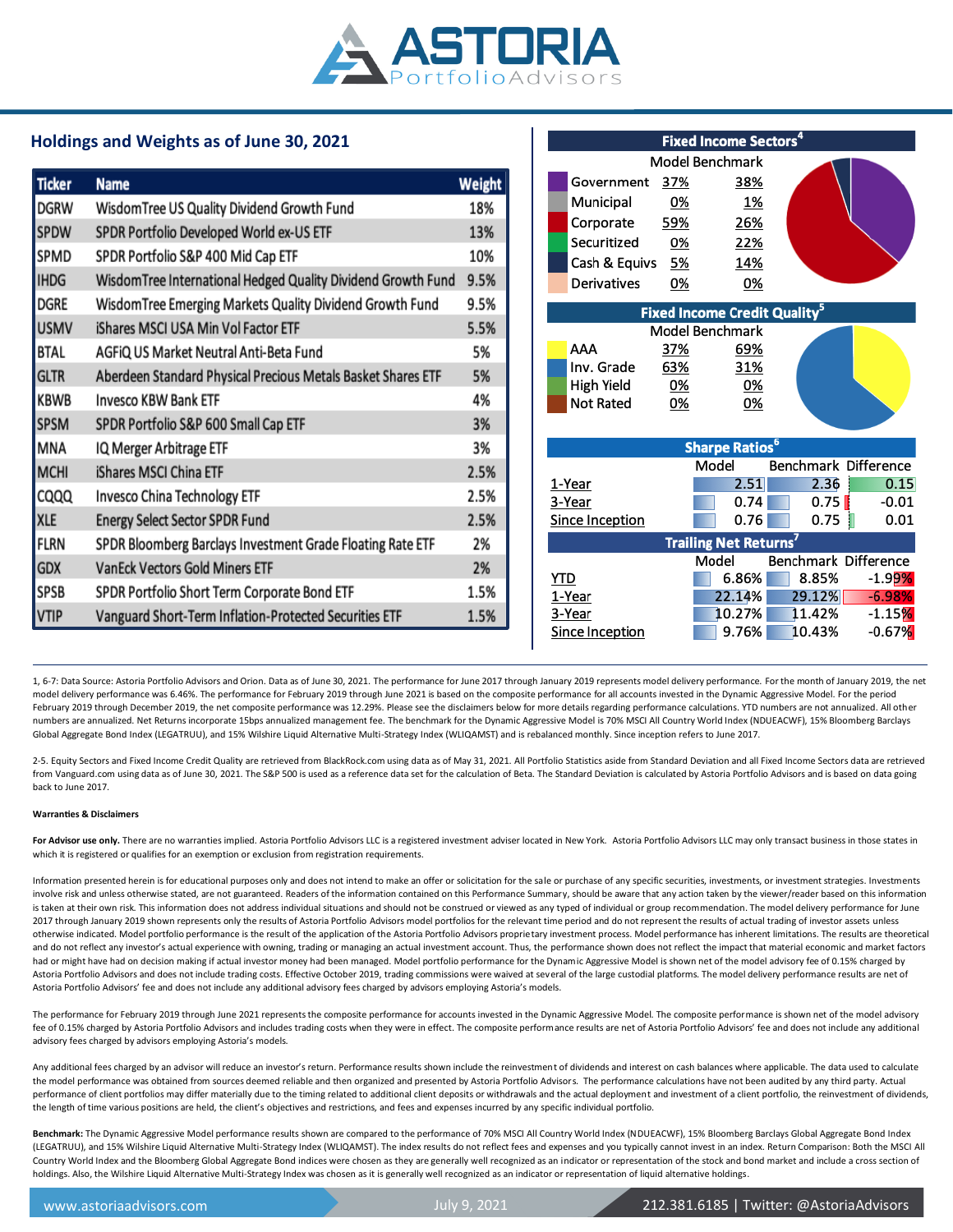## Holdings and Weights as of June 30, 2021

| Ticker | Name | Weight |
|---|---|---|
| DGRW | WisdomTree US Quality Dividend Growth Fund | 18% |
| SPDW | SPDR Portfolio Developed World ex-US ETF | 13% |
| SPMD | SPDR Portfolio S&P 400 Mid Cap ETF | 10% |
| IHDG | WisdomTree International Hedged Quality Dividend Growth Fund | 9.5% |
| DGRE | WisdomTree Emerging Markets Quality Dividend Growth Fund | 9.5% |
| USMV | iShares MSCI USA Min Vol Factor ETF | 5.5% |
| BTAL | AGFiQ US Market Neutral Anti-Beta Fund | 5% |
| GLTR | Aberdeen Standard Physical Precious Metals Basket Shares ETF | 5% |
| KBWB | Invesco KBW Bank ETF | 4% |
| SPSM | SPDR Portfolio S&P 600 Small Cap ETF | 3% |
| MNA | IQ Merger Arbitrage ETF | 3% |
| MCHI | iShares MSCI China ETF | 2.5% |
| CQQQ | Invesco China Technology ETF | 2.5% |
| XLE | Energy Select Sector SPDR Fund | 2.5% |
| FLRN | SPDR Bloomberg Barclays Investment Grade Floating Rate ETF | 2% |
| GDX | VanEck Vectors Gold Miners ETF | 2% |
| SPSB | SPDR Portfolio Short Term Corporate Bond ETF | 1.5% |
| VTIP | Vanguard Short-Term Inflation-Protected Securities ETF | 1.5% |

### Fixed Income Sectors[4]

| | Model | Benchmark |
|---|---|---|
| Government | 37% | 38% |
| Municipal | 0% | 1% |
| Corporate | 59% | 26% |
| Securitized | 0% | 22% |
| Cash & Equivs | 5% | 14% |
| Derivatives | 0% | 0% |

### Fixed Income Credit Quality[5]

| | Model | Benchmark |
|---|---|---|
| AAA | 37% | 69% |
| Inv. Grade | 63% | 31% |
| High Yield | 0% | 0% |
| Not Rated | 0% | 0% |

### Sharpe Ratios[6]

| | Model | Benchmark | Difference |
|---|---|---|---|
| 1-Year | 2.51 | 2.36 | 0.15 |
| 3-Year | 0.74 | 0.75 | -0.01 |
| Since Inception | 0.76 | 0.75 | 0.01 |

### Trailing Net Returns[7]

| | Model | Benchmark | Difference |
|---|---|---|---|
| YTD | 6.86% | 8.85% | -1.99% |
| 1-Year | 22.14% | 29.12% | -6.98% |
| 3-Year | 10.27% | 11.42% | -1.15% |
| Since Inception | 9.76% | 10.43% | -0.67% |

1, 6-7: Data Source: Astoria Portfolio Advisors and Orion. Data as of June 30, 2021. The performance for June 2017 through January 2019 represents model delivery performance. For the month of January 2019, the net model delivery performance was 6.46%. The performance for February 2019 through June 2021 is based on the composite performance for all accounts invested in the Dynamic Aggressive Model. For the period February 2019 through December 2019, the net composite performance was 12.29%. Please see the disclaimers below for more details regarding performance calculations. YTD numbers are not annualized. All other numbers are annualized. Net Returns incorporate 15bps annualized management fee. The benchmark for the Dynamic Aggressive Model is 70% MSCI All Country World Index (NDUEACWF), 15% Bloomberg Barclays Global Aggregate Bond Index (LEGATRUU), and 15% Wilshire Liquid Alternative Multi-Strategy Index (WLIQAMST) and is rebalanced monthly. Since inception refers to June 2017.

2-5. Equity Sectors and Fixed Income Credit Quality are retrieved from BlackRock.com using data as of May 31, 2021. All Portfolio Statistics aside from Standard Deviation and all Fixed Income Sectors data are retrieved from Vanguard.com using data as of June 30, 2021. The S&P 500 is used as a reference data set for the calculation of Beta. The Standard Deviation is calculated by Astoria Portfolio Advisors and is based on data going back to June 2017.

#### Warranties & Disclaimers

**For Advisor use only.** There are no warranties implied. Astoria Portfolio Advisors LLC is a registered investment adviser located in New York. Astoria Portfolio Advisors LLC may only transact business in those states in which it is registered or qualifies for an exemption or exclusion from registration requirements.

Information presented herein is for educational purposes only and does not intend to make an offer or solicitation for the sale or purchase of any specific securities, investments, or investment strategies. Investments involve risk and unless otherwise stated, are not guaranteed. Readers of the information contained on this Performance Summary, should be aware that any action taken by the viewer/reader based on this information is taken at their own risk. This information does not address individual situations and should not be construed or viewed as any typed of individual or group recommendation. The model delivery performance for June 2017 through January 2019 shown represents only the results of Astoria Portfolio Advisors model portfolios for the relevant time period and do not represent the results of actual trading of investor assets unless otherwise indicated. Model portfolio performance is the result of the application of the Astoria Portfolio Advisors proprietary investment process. Model performance has inherent limitations. The results are theoretical and do not reflect any investor's actual experience with owning, trading or managing an actual investment account. Thus, the performance shown does not reflect the impact that material economic and market factors had or might have had on decision making if actual investor money had been managed. Model portfolio performance for the Dynamic Aggressive Model is shown net of the model advisory fee of 0.15% charged by Astoria Portfolio Advisors and does not include trading costs. Effective October 2019, trading commissions were waived at several of the large custodial platforms. The model delivery performance results are net of Astoria Portfolio Advisors' fee and does not include any additional advisory fees charged by advisors employing Astoria's models.

The performance for February 2019 through June 2021 represents the composite performance for accounts invested in the Dynamic Aggressive Model. The composite performance is shown net of the model advisory fee of 0.15% charged by Astoria Portfolio Advisors and includes trading costs when they were in effect. The composite performance results are net of Astoria Portfolio Advisors' fee and does not include any additional advisory fees charged by advisors employing Astoria's models.

Any additional fees charged by an advisor will reduce an investor's return. Performance results shown include the reinvestment of dividends and interest on cash balances where applicable. The data used to calculate the model performance was obtained from sources deemed reliable and then organized and presented by Astoria Portfolio Advisors. The performance calculations have not been audited by any third party. Actual performance of client portfolios may differ materially due to the timing related to additional client deposits or withdrawals and the actual deployment and investment of a client portfolio, the reinvestment of dividends, the length of time various positions are held, the client's objectives and restrictions, and fees and expenses incurred by any specific individual portfolio.

**Benchmark:** The Dynamic Aggressive Model performance results shown are compared to the performance of 70% MSCI All Country World Index (NDUEACWF), 15% Bloomberg Barclays Global Aggregate Bond Index (LEGATRUU), and 15% Wilshire Liquid Alternative Multi-Strategy Index (WLIQAMST). The index results do not reflect fees and expenses and you typically cannot invest in an index. Return Comparison: Both the MSCI All Country World Index and the Bloomberg Global Aggregate Bond indices were chosen as they are generally well recognized as an indicator or representation of the stock and bond market and include a cross section of holdings. Also, the Wilshire Liquid Alternative Multi-Strategy Index was chosen as it is generally well recognized as an indicator or representation of liquid alternative holdings.

www.astoriaadvisors.com | July 9, 2021 | 212.381.6185 | Twitter: @AstoriaAdvisors